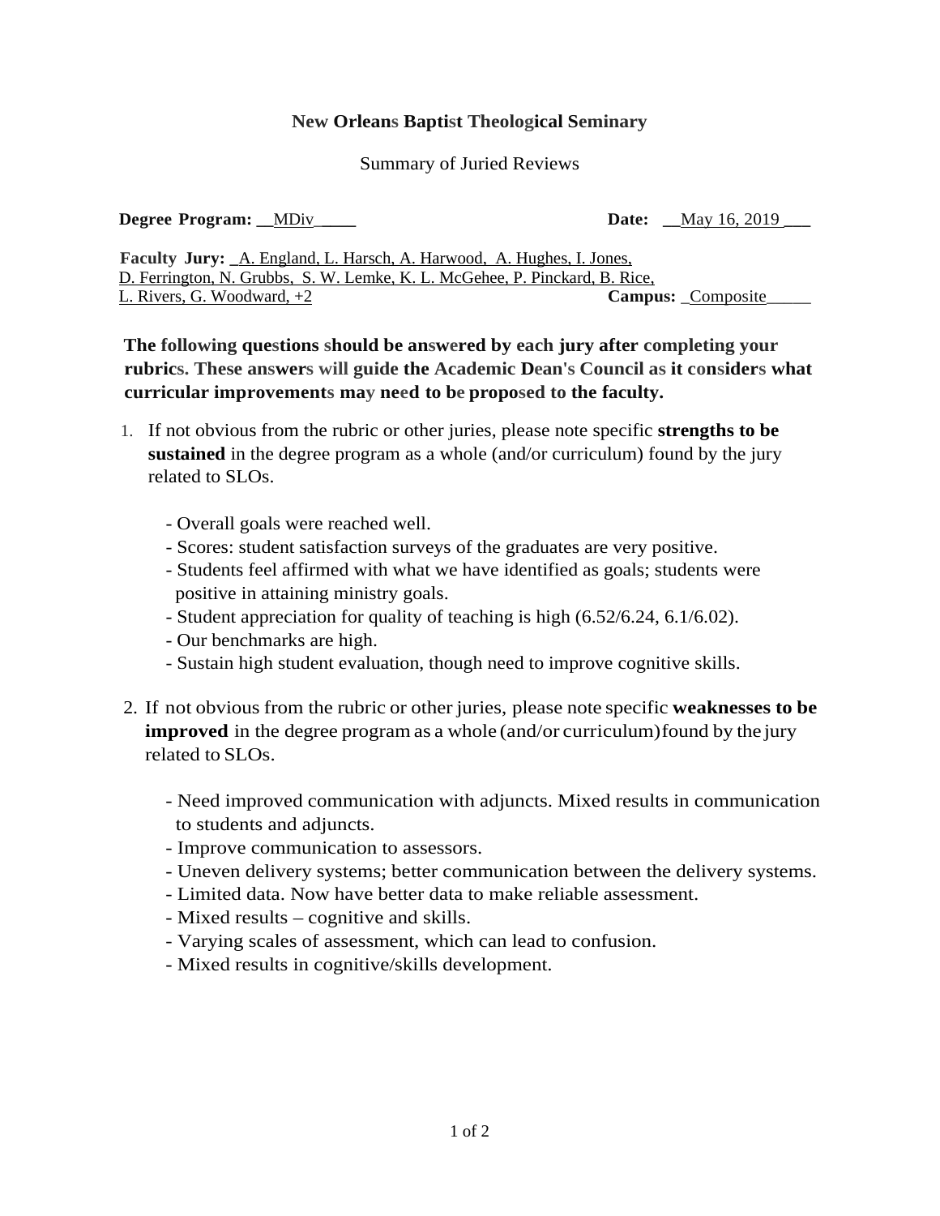**New Orleans Baptist Theological Seminary**

Summary of Juried Reviews

**Degree Program:** MDiv **Date:** May 16, 2019

**Faculty Jury:** A. England, L. Harsch, A. Harwood, A. Hughes, I. Jones, D. Ferrington, N. Grubbs, S. W. Lemke, K. L. McGehee, P. Pinckard, B. Rice, L. Rivers, G. Woodward, +2 **Campus:** Composite

**The following questions should be answered by each jury after completing your rubrics. These answers will guide the Academic Dean's Council as it considers what curricular improvements may need to be proposed to the faculty.**

1. If not obvious from the rubric or other juries, please note specific **strengths to be sustained** in the degree program as a whole (and/or curriculum) found by the jury related to SLOs.

   - Overall goals were reached well.
   - Scores: student satisfaction surveys of the graduates are very positive.
   - Students feel affirmed with what we have identified as goals; students were positive in attaining ministry goals.
   - Student appreciation for quality of teaching is high (6.52/6.24, 6.1/6.02).
   - Our benchmarks are high.
   - Sustain high student evaluation, though need to improve cognitive skills.

2. If not obvious from the rubric or other juries, please note specific **weaknesses to be improved** in the degree program as a whole (and/or curriculum) found by the jury related to SLOs.

   - Need improved communication with adjuncts. Mixed results in communication to students and adjuncts.
   - Improve communication to assessors.
   - Uneven delivery systems; better communication between the delivery systems.
   - Limited data. Now have better data to make reliable assessment.
   - Mixed results – cognitive and skills.
   - Varying scales of assessment, which can lead to confusion.
   - Mixed results in cognitive/skills development.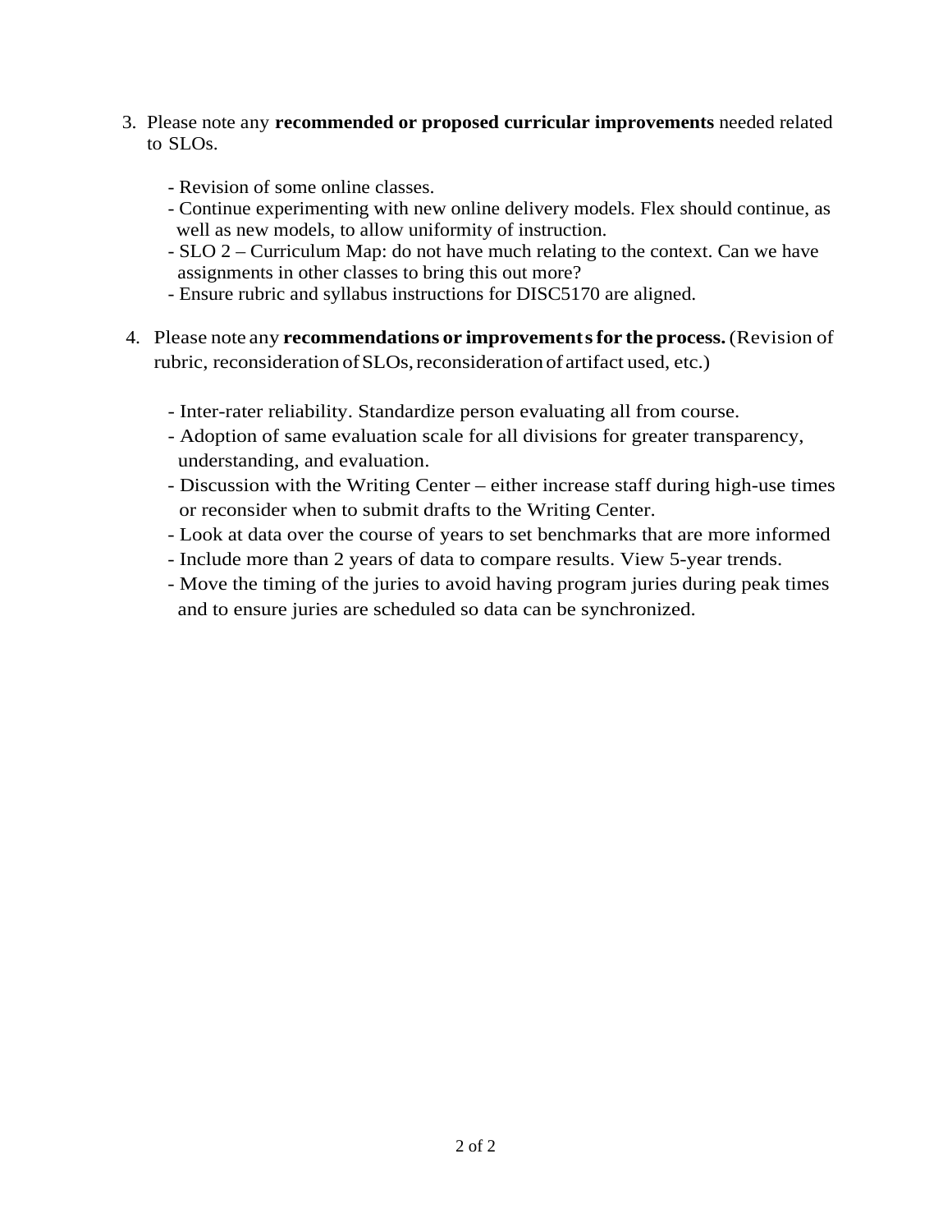3. Please note any **recommended or proposed curricular improvements** needed related to SLOs.

   - Revision of some online classes.
   - Continue experimenting with new online delivery models. Flex should continue, as well as new models, to allow uniformity of instruction.
   - SLO 2 – Curriculum Map: do not have much relating to the context. Can we have assignments in other classes to bring this out more?
   - Ensure rubric and syllabus instructions for DISC5170 are aligned.

4. Please note any **recommendations or improvements for the process.** (Revision of rubric, reconsideration of SLOs, reconsideration of artifact used, etc.)

   - Inter-rater reliability. Standardize person evaluating all from course.
   - Adoption of same evaluation scale for all divisions for greater transparency, understanding, and evaluation.
   - Discussion with the Writing Center – either increase staff during high-use times or reconsider when to submit drafts to the Writing Center.
   - Look at data over the course of years to set benchmarks that are more informed
   - Include more than 2 years of data to compare results. View 5-year trends.
   - Move the timing of the juries to avoid having program juries during peak times and to ensure juries are scheduled so data can be synchronized.